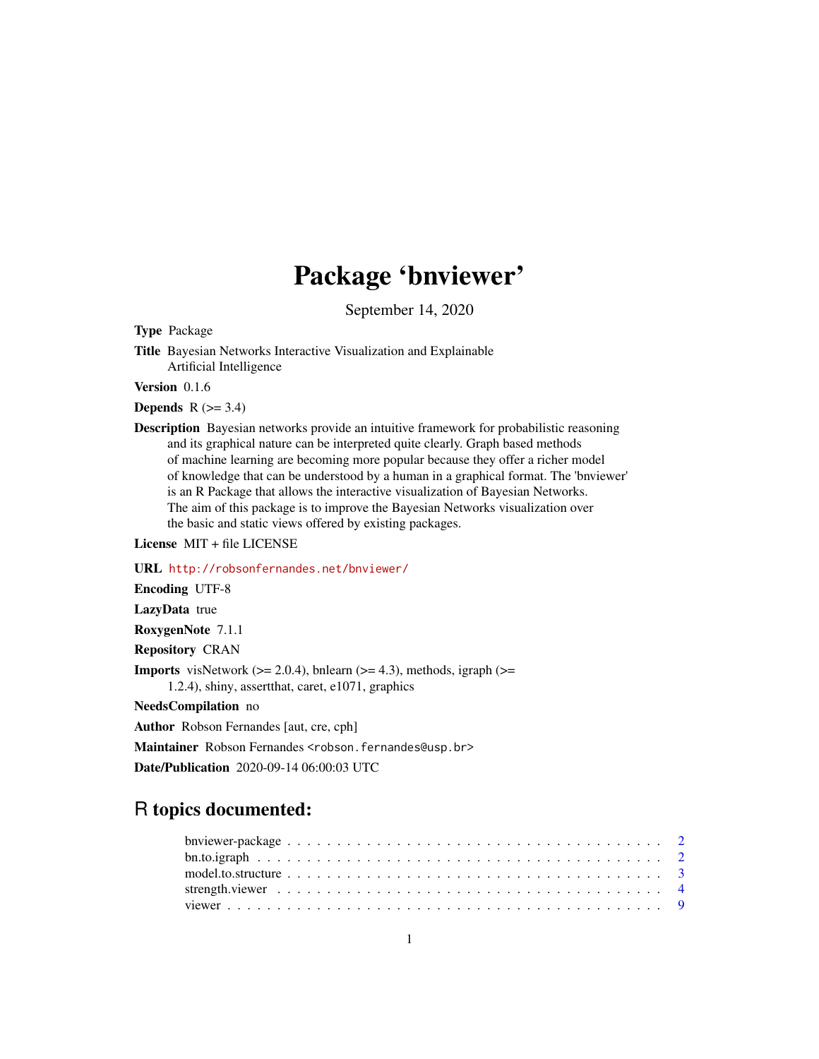# Package 'bnviewer'

September 14, 2020

**Type** Package

**Title** Bayesian Networks Interactive Visualization and Explainable Artificial Intelligence

**Version** 0.1.6

**Depends** R (>= 3.4)

**Description** Bayesian networks provide an intuitive framework for probabilistic reasoning and its graphical nature can be interpreted quite clearly. Graph based methods of machine learning are becoming more popular because they offer a richer model of knowledge that can be understood by a human in a graphical format. The 'bnviewer' is an R Package that allows the interactive visualization of Bayesian Networks. The aim of this package is to improve the Bayesian Networks visualization over the basic and static views offered by existing packages.

**License** MIT + file LICENSE

**URL** http://robsonfernandes.net/bnviewer/

**Encoding** UTF-8

**LazyData** true

**RoxygenNote** 7.1.1

**Repository** CRAN

**Imports** visNetwork (>= 2.0.4), bnlearn (>= 4.3), methods, igraph (>= 1.2.4), shiny, assertthat, caret, e1071, graphics

**NeedsCompilation** no

**Author** Robson Fernandes [aut, cre, cph]

**Maintainer** Robson Fernandes <robson.fernandes@usp.br>

**Date/Publication** 2020-09-14 06:00:03 UTC

## R topics documented:

- bnviewer-package . . . . . . . . . . . . . . . . . . . . . . . . . . . . . . . . . . . . 2
- bn.to.igraph . . . . . . . . . . . . . . . . . . . . . . . . . . . . . . . . . . . . . . . 2
- model.to.structure . . . . . . . . . . . . . . . . . . . . . . . . . . . . . . . . . . . . 3
- strength.viewer . . . . . . . . . . . . . . . . . . . . . . . . . . . . . . . . . . . . . 4
- viewer . . . . . . . . . . . . . . . . . . . . . . . . . . . . . . . . . . . . . . . . . . 9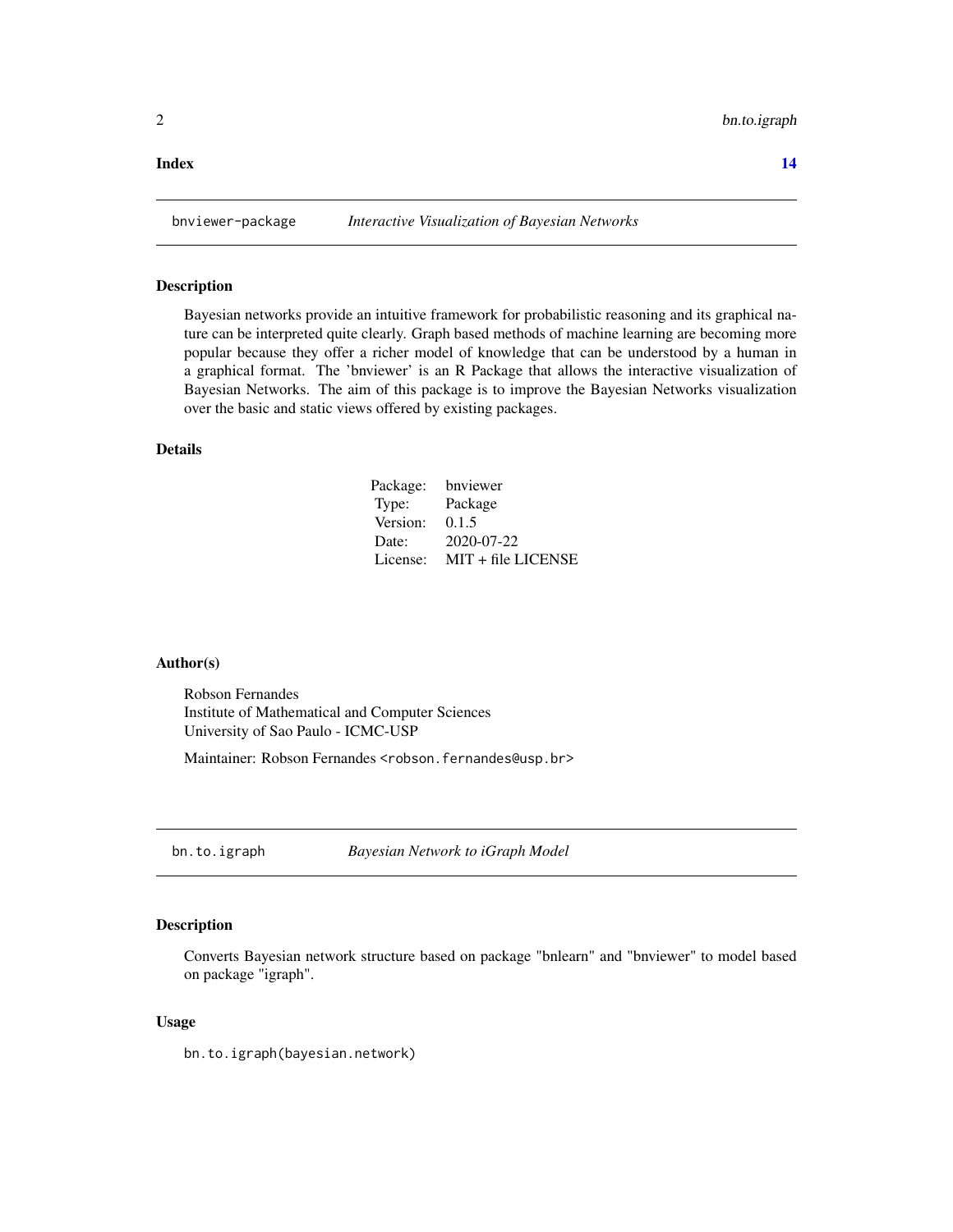**Index** **14**

## bnviewer-package — *Interactive Visualization of Bayesian Networks*

### Description

Bayesian networks provide an intuitive framework for probabilistic reasoning and its graphical nature can be interpreted quite clearly. Graph based methods of machine learning are becoming more popular because they offer a richer model of knowledge that can be understood by a human in a graphical format. The 'bnviewer' is an R Package that allows the interactive visualization of Bayesian Networks. The aim of this package is to improve the Bayesian Networks visualization over the basic and static views offered by existing packages.

### Details

| | |
|---|---|
| Package: | bnviewer |
| Type: | Package |
| Version: | 0.1.5 |
| Date: | 2020-07-22 |
| License: | MIT + file LICENSE |

### Author(s)

Robson Fernandes
Institute of Mathematical and Computer Sciences
University of Sao Paulo - ICMC-USP

Maintainer: Robson Fernandes <robson.fernandes@usp.br>

## bn.to.igraph — *Bayesian Network to iGraph Model*

### Description

Converts Bayesian network structure based on package "bnlearn" and "bnviewer" to model based on package "igraph".

### Usage

```
bn.to.igraph(bayesian.network)
```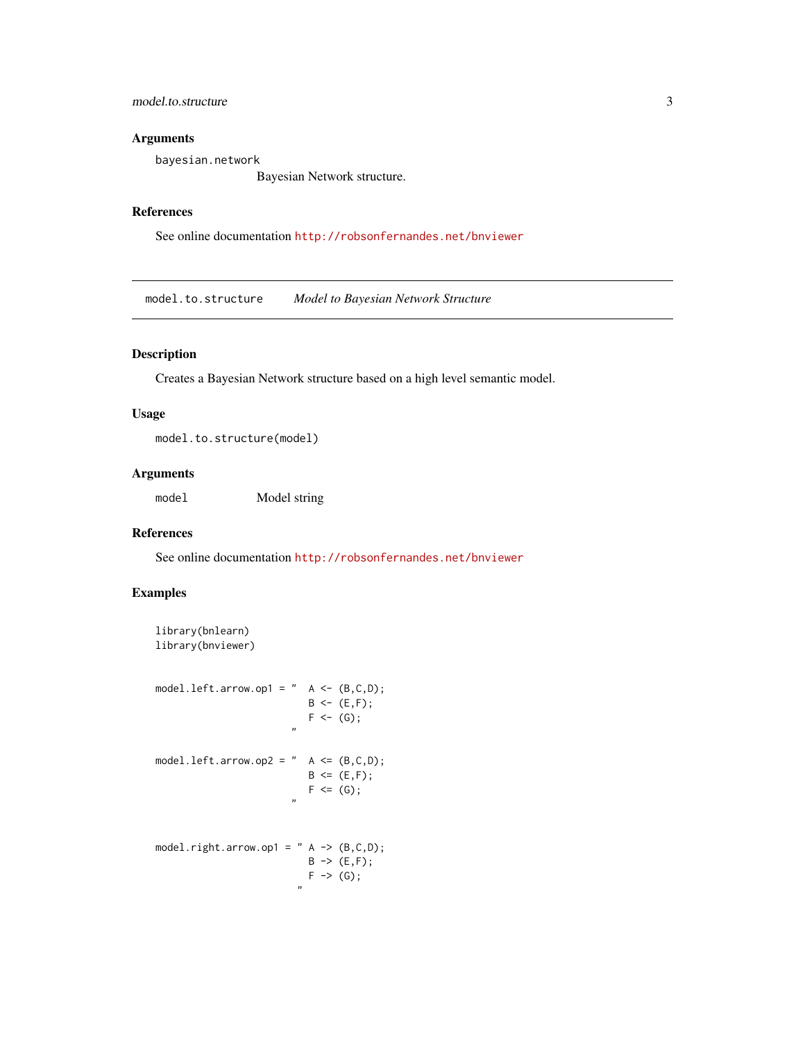## Arguments

`bayesian.network`
Bayesian Network structure.

## References

See online documentation http://robsonfernandes.net/bnviewer

---

`model.to.structure` *Model to Bayesian Network Structure*

---

## Description

Creates a Bayesian Network structure based on a high level semantic model.

## Usage

```
model.to.structure(model)
```

## Arguments

`model` Model string

## References

See online documentation http://robsonfernandes.net/bnviewer

## Examples

```
library(bnlearn)
library(bnviewer)


model.left.arrow.op1 = "  A <- (B,C,D);
                          B <- (E,F);
                          F <- (G);
                        "

model.left.arrow.op2 = "  A <= (B,C,D);
                          B <= (E,F);
                          F <= (G);
                        "


model.right.arrow.op1 = " A -> (B,C,D);
                          B -> (E,F);
                          F -> (G);
                         "
```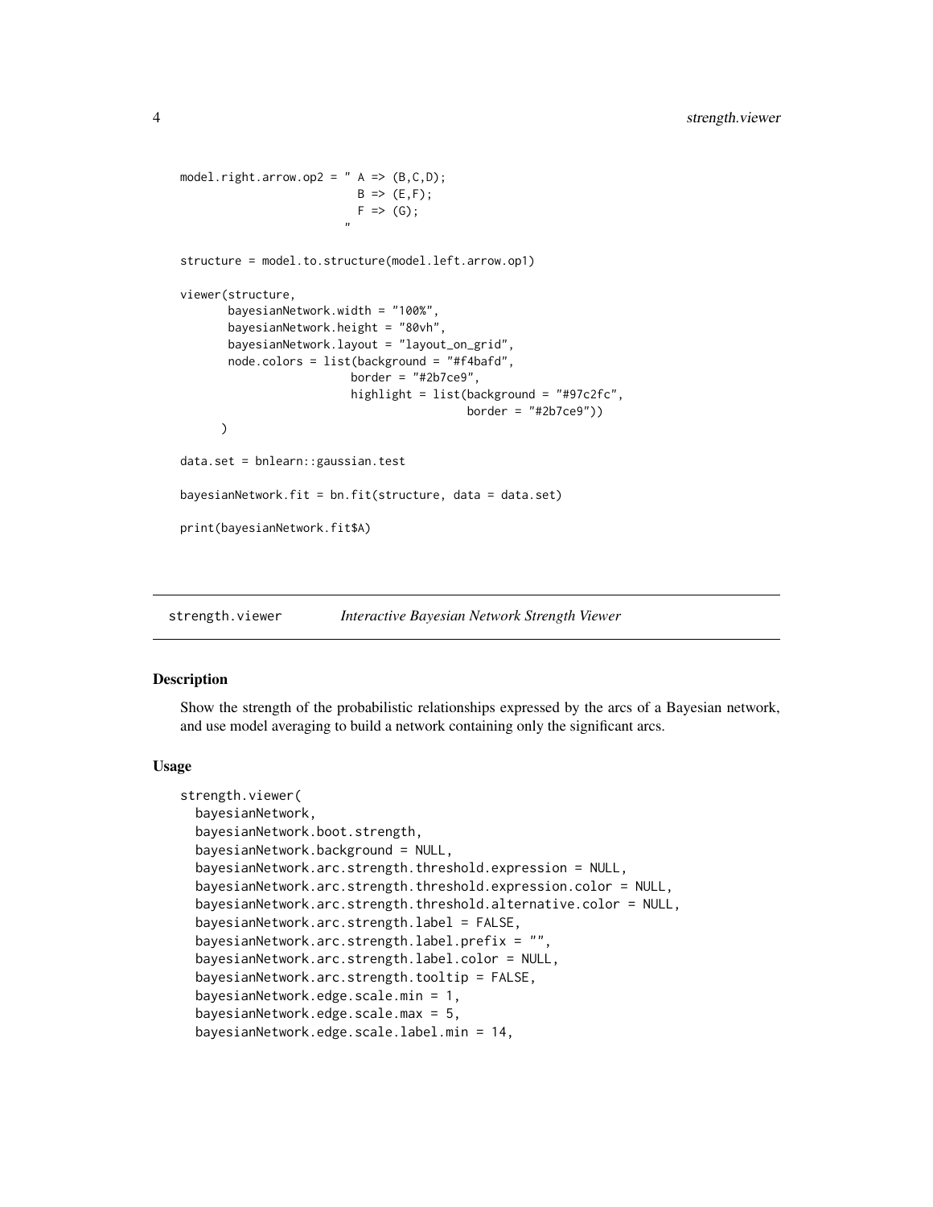```
model.right.arrow.op2 = " A => (B,C,D);
                          B => (E,F);
                          F => (G);
                        "

structure = model.to.structure(model.left.arrow.op1)

viewer(structure,
       bayesianNetwork.width = "100%",
       bayesianNetwork.height = "80vh",
       bayesianNetwork.layout = "layout_on_grid",
       node.colors = list(background = "#f4bafd",
                          border = "#2b7ce9",
                          highlight = list(background = "#97c2fc",
                                           border = "#2b7ce9"))
      )

data.set = bnlearn::gaussian.test

bayesianNetwork.fit = bn.fit(structure, data = data.set)

print(bayesianNetwork.fit$A)
```

## strength.viewer *Interactive Bayesian Network Strength Viewer*

### Description

Show the strength of the probabilistic relationships expressed by the arcs of a Bayesian network, and use model averaging to build a network containing only the significant arcs.

### Usage

```
strength.viewer(
  bayesianNetwork,
  bayesianNetwork.boot.strength,
  bayesianNetwork.background = NULL,
  bayesianNetwork.arc.strength.threshold.expression = NULL,
  bayesianNetwork.arc.strength.threshold.expression.color = NULL,
  bayesianNetwork.arc.strength.threshold.alternative.color = NULL,
  bayesianNetwork.arc.strength.label = FALSE,
  bayesianNetwork.arc.strength.label.prefix = "",
  bayesianNetwork.arc.strength.label.color = NULL,
  bayesianNetwork.arc.strength.tooltip = FALSE,
  bayesianNetwork.edge.scale.min = 1,
  bayesianNetwork.edge.scale.max = 5,
  bayesianNetwork.edge.scale.label.min = 14,
```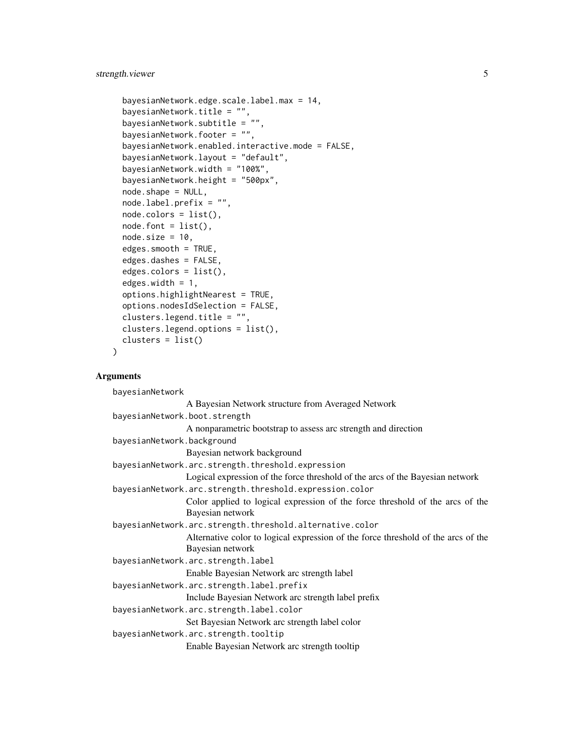```
  bayesianNetwork.edge.scale.label.max = 14,
  bayesianNetwork.title = "",
  bayesianNetwork.subtitle = "",
  bayesianNetwork.footer = "",
  bayesianNetwork.enabled.interactive.mode = FALSE,
  bayesianNetwork.layout = "default",
  bayesianNetwork.width = "100%",
  bayesianNetwork.height = "500px",
  node.shape = NULL,
  node.label.prefix = "",
  node.colors = list(),
  node.font = list(),
  node.size = 10,
  edges.smooth = TRUE,
  edges.dashes = FALSE,
  edges.colors = list(),
  edges.width = 1,
  options.highlightNearest = TRUE,
  options.nodesIdSelection = FALSE,
  clusters.legend.title = "",
  clusters.legend.options = list(),
  clusters = list()
)
```

## Arguments

`bayesianNetwork`
: A Bayesian Network structure from Averaged Network

`bayesianNetwork.boot.strength`
: A nonparametric bootstrap to assess arc strength and direction

`bayesianNetwork.background`
: Bayesian network background

`bayesianNetwork.arc.strength.threshold.expression`
: Logical expression of the force threshold of the arcs of the Bayesian network

`bayesianNetwork.arc.strength.threshold.expression.color`
: Color applied to logical expression of the force threshold of the arcs of the Bayesian network

`bayesianNetwork.arc.strength.threshold.alternative.color`
: Alternative color to logical expression of the force threshold of the arcs of the Bayesian network

`bayesianNetwork.arc.strength.label`
: Enable Bayesian Network arc strength label

`bayesianNetwork.arc.strength.label.prefix`
: Include Bayesian Network arc strength label prefix

`bayesianNetwork.arc.strength.label.color`
: Set Bayesian Network arc strength label color

`bayesianNetwork.arc.strength.tooltip`
: Enable Bayesian Network arc strength tooltip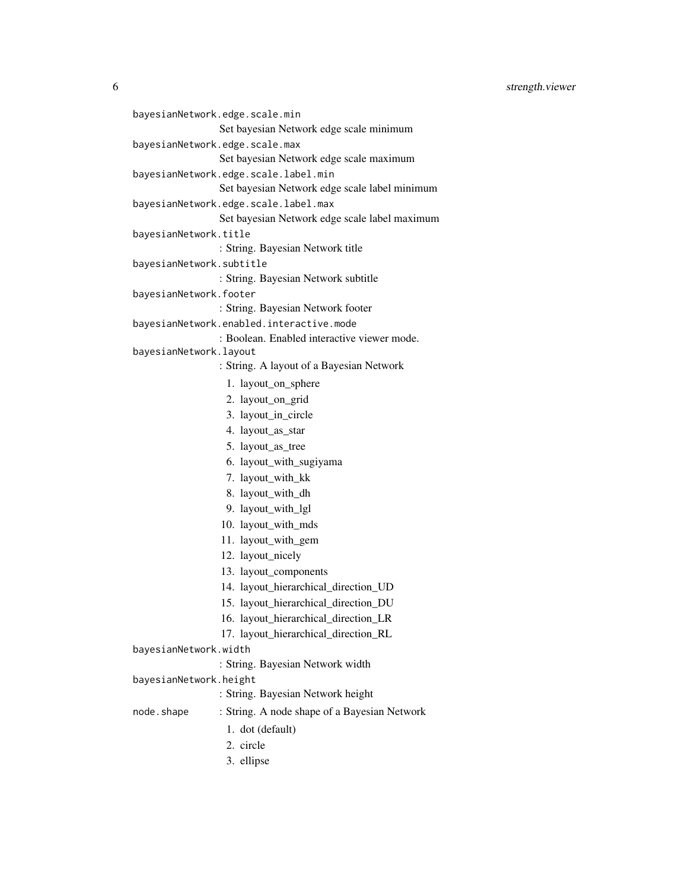`bayesianNetwork.edge.scale.min`
: Set bayesian Network edge scale minimum

`bayesianNetwork.edge.scale.max`
: Set bayesian Network edge scale maximum

`bayesianNetwork.edge.scale.label.min`
: Set bayesian Network edge scale label minimum

`bayesianNetwork.edge.scale.label.max`
: Set bayesian Network edge scale label maximum

`bayesianNetwork.title`
: : String. Bayesian Network title

`bayesianNetwork.subtitle`
: : String. Bayesian Network subtitle

`bayesianNetwork.footer`
: : String. Bayesian Network footer

`bayesianNetwork.enabled.interactive.mode`
: : Boolean. Enabled interactive viewer mode.

`bayesianNetwork.layout`
: : String. A layout of a Bayesian Network

1. layout_on_sphere
2. layout_on_grid
3. layout_in_circle
4. layout_as_star
5. layout_as_tree
6. layout_with_sugiyama
7. layout_with_kk
8. layout_with_dh
9. layout_with_lgl
10. layout_with_mds
11. layout_with_gem
12. layout_nicely
13. layout_components
14. layout_hierarchical_direction_UD
15. layout_hierarchical_direction_DU
16. layout_hierarchical_direction_LR
17. layout_hierarchical_direction_RL

`bayesianNetwork.width`
: : String. Bayesian Network width

`bayesianNetwork.height`
: : String. Bayesian Network height

`node.shape`
: : String. A node shape of a Bayesian Network

1. dot (default)
2. circle
3. ellipse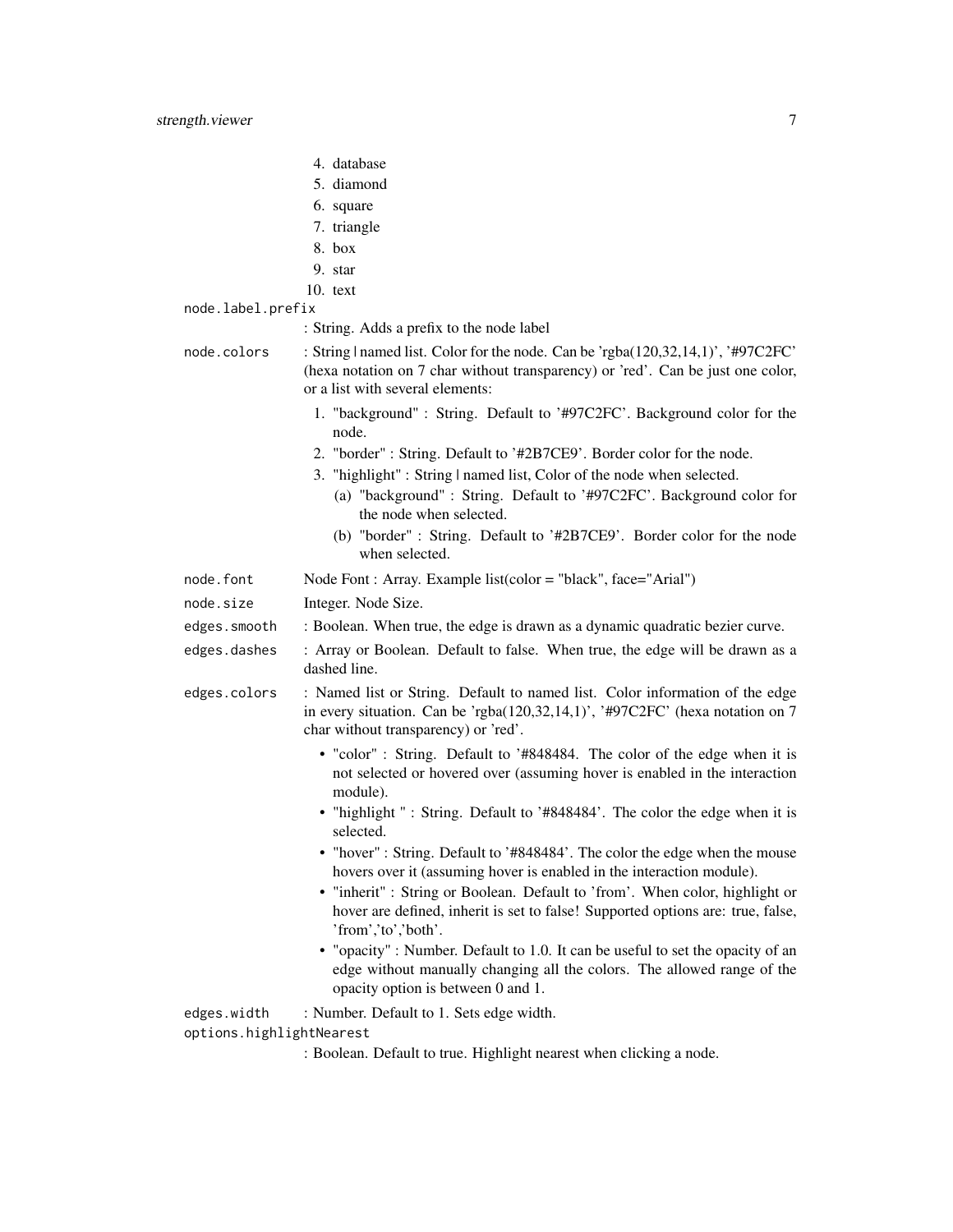4. database
5. diamond
6. square
7. triangle
8. box
9. star
10. text

`node.label.prefix`
: String. Adds a prefix to the node label

`node.colors`
: String | named list. Color for the node. Can be 'rgba(120,32,14,1)', '#97C2FC' (hexa notation on 7 char without transparency) or 'red'. Can be just one color, or a list with several elements:

1. "background" : String. Default to '#97C2FC'. Background color for the node.
2. "border" : String. Default to '#2B7CE9'. Border color for the node.
3. "highlight" : String | named list, Color of the node when selected.
   (a) "background" : String. Default to '#97C2FC'. Background color for the node when selected.
   (b) "border" : String. Default to '#2B7CE9'. Border color for the node when selected.

`node.font`
Node Font : Array. Example list(color = "black", face="Arial")

`node.size`
Integer. Node Size.

`edges.smooth`
: Boolean. When true, the edge is drawn as a dynamic quadratic bezier curve.

`edges.dashes`
: Array or Boolean. Default to false. When true, the edge will be drawn as a dashed line.

`edges.colors`
: Named list or String. Default to named list. Color information of the edge in every situation. Can be 'rgba(120,32,14,1)', '#97C2FC' (hexa notation on 7 char without transparency) or 'red'.

- "color" : String. Default to '#848484. The color of the edge when it is not selected or hovered over (assuming hover is enabled in the interaction module).
- "highlight " : String. Default to '#848484'. The color the edge when it is selected.
- "hover" : String. Default to '#848484'. The color the edge when the mouse hovers over it (assuming hover is enabled in the interaction module).
- "inherit" : String or Boolean. Default to 'from'. When color, highlight or hover are defined, inherit is set to false! Supported options are: true, false, 'from','to','both'.
- "opacity" : Number. Default to 1.0. It can be useful to set the opacity of an edge without manually changing all the colors. The allowed range of the opacity option is between 0 and 1.

`edges.width`
: Number. Default to 1. Sets edge width.

`options.highlightNearest`
: Boolean. Default to true. Highlight nearest when clicking a node.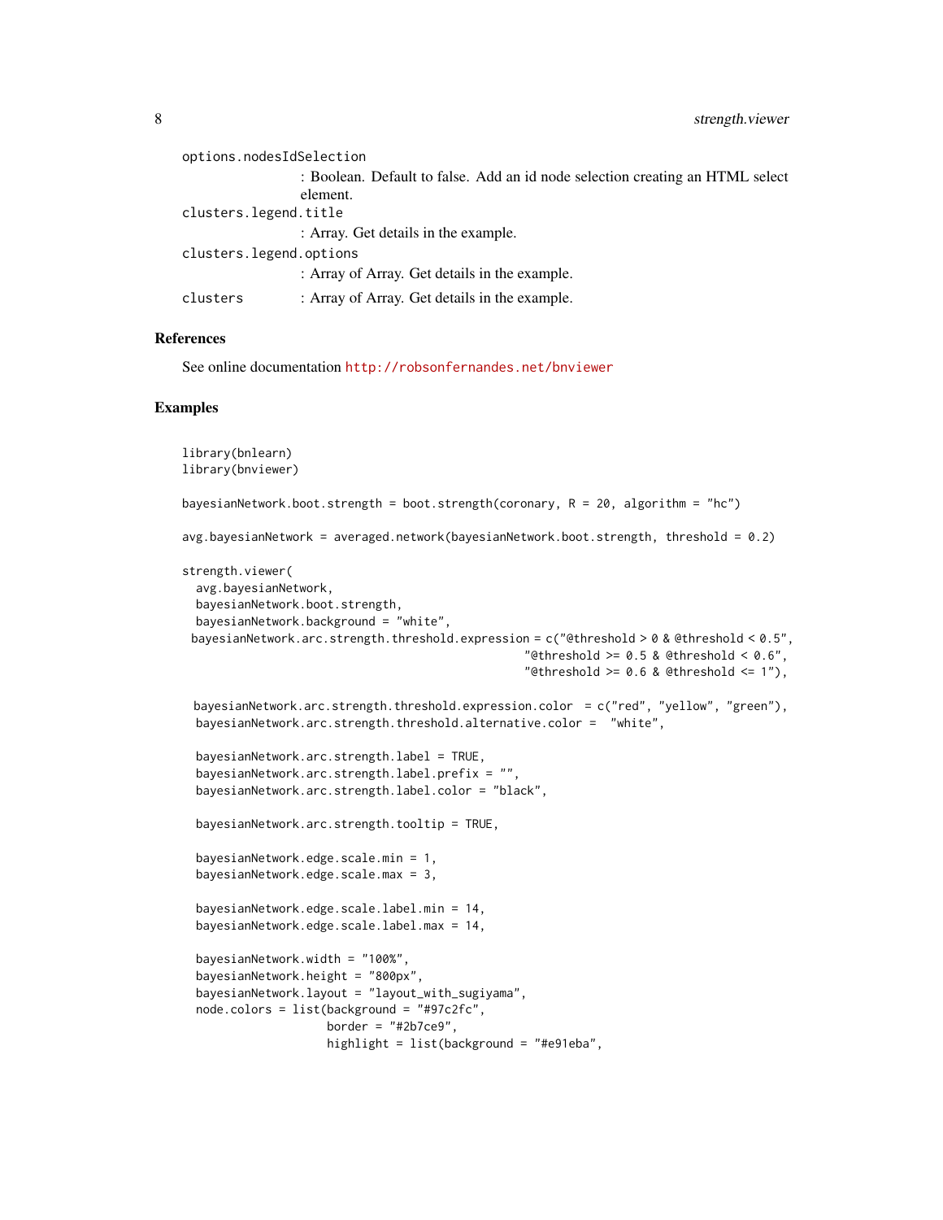options.nodesIdSelection
: Boolean. Default to false. Add an id node selection creating an HTML select element.

clusters.legend.title
: Array. Get details in the example.

clusters.legend.options
: Array of Array. Get details in the example.

clusters
: Array of Array. Get details in the example.

## References

See online documentation http://robsonfernandes.net/bnviewer

## Examples

```
library(bnlearn)
library(bnviewer)

bayesianNetwork.boot.strength = boot.strength(coronary, R = 20, algorithm = "hc")

avg.bayesianNetwork = averaged.network(bayesianNetwork.boot.strength, threshold = 0.2)

strength.viewer(
  avg.bayesianNetwork,
  bayesianNetwork.boot.strength,
  bayesianNetwork.background = "white",
 bayesianNetwork.arc.strength.threshold.expression = c("@threshold > 0 & @threshold < 0.5",
                                                    "@threshold >= 0.5 & @threshold < 0.6",
                                                    "@threshold >= 0.6 & @threshold <= 1"),

 bayesianNetwork.arc.strength.threshold.expression.color  = c("red", "yellow", "green"),
  bayesianNetwork.arc.strength.threshold.alternative.color =  "white",

  bayesianNetwork.arc.strength.label = TRUE,
  bayesianNetwork.arc.strength.label.prefix = "",
  bayesianNetwork.arc.strength.label.color = "black",

  bayesianNetwork.arc.strength.tooltip = TRUE,

  bayesianNetwork.edge.scale.min = 1,
  bayesianNetwork.edge.scale.max = 3,

  bayesianNetwork.edge.scale.label.min = 14,
  bayesianNetwork.edge.scale.label.max = 14,

  bayesianNetwork.width = "100%",
  bayesianNetwork.height = "800px",
  bayesianNetwork.layout = "layout_with_sugiyama",
  node.colors = list(background = "#97c2fc",
                     border = "#2b7ce9",
                     highlight = list(background = "#e91eba",
```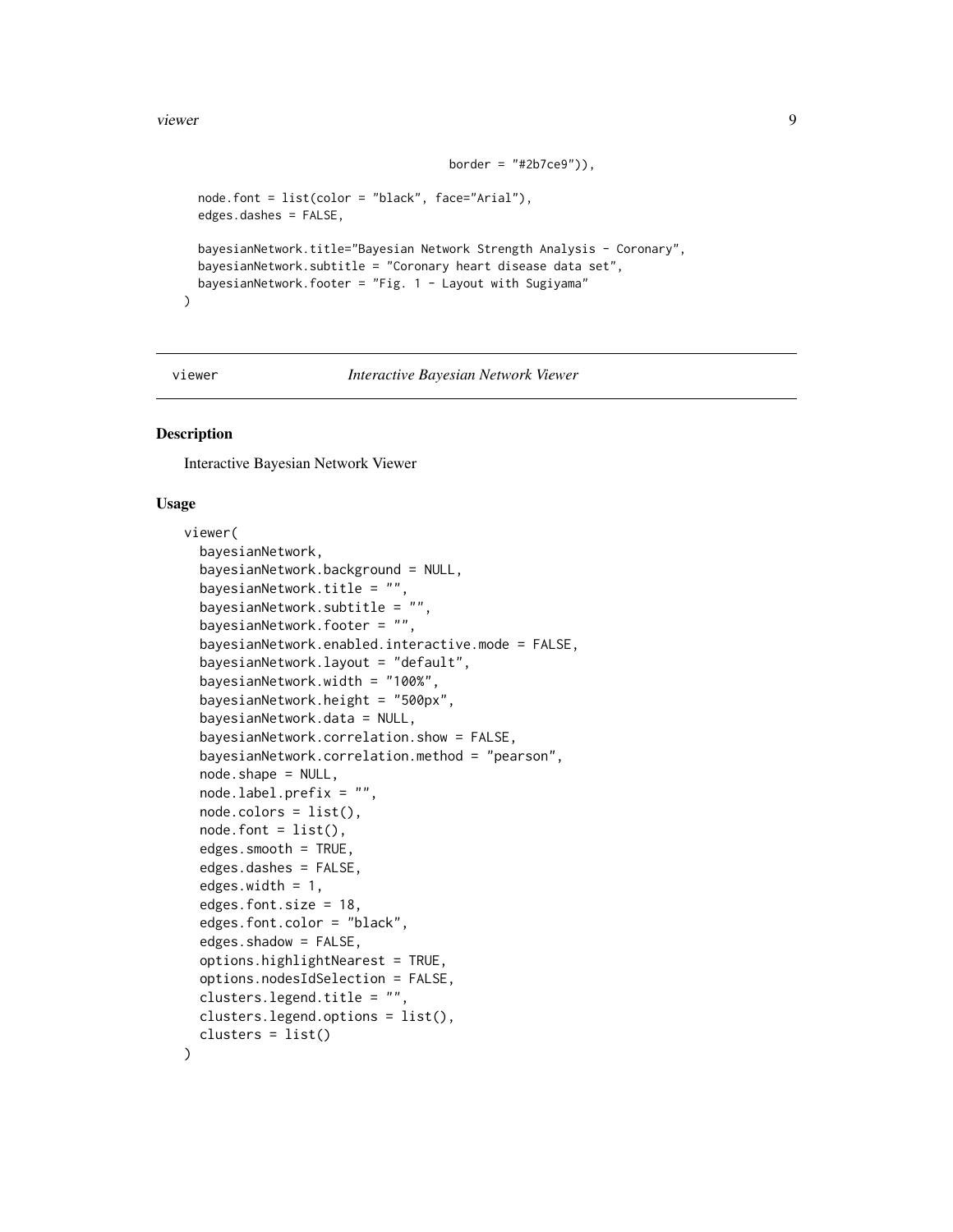```
                                    border = "#2b7ce9")),

  node.font = list(color = "black", face="Arial"),
  edges.dashes = FALSE,

  bayesianNetwork.title="Bayesian Network Strength Analysis - Coronary",
  bayesianNetwork.subtitle = "Coronary heart disease data set",
  bayesianNetwork.footer = "Fig. 1 - Layout with Sugiyama"
)
```

---

viewer *Interactive Bayesian Network Viewer*

---

## Description

Interactive Bayesian Network Viewer

## Usage

```
viewer(
  bayesianNetwork,
  bayesianNetwork.background = NULL,
  bayesianNetwork.title = "",
  bayesianNetwork.subtitle = "",
  bayesianNetwork.footer = "",
  bayesianNetwork.enabled.interactive.mode = FALSE,
  bayesianNetwork.layout = "default",
  bayesianNetwork.width = "100%",
  bayesianNetwork.height = "500px",
  bayesianNetwork.data = NULL,
  bayesianNetwork.correlation.show = FALSE,
  bayesianNetwork.correlation.method = "pearson",
  node.shape = NULL,
  node.label.prefix = "",
  node.colors = list(),
  node.font = list(),
  edges.smooth = TRUE,
  edges.dashes = FALSE,
  edges.width = 1,
  edges.font.size = 18,
  edges.font.color = "black",
  edges.shadow = FALSE,
  options.highlightNearest = TRUE,
  options.nodesIdSelection = FALSE,
  clusters.legend.title = "",
  clusters.legend.options = list(),
  clusters = list()
)
```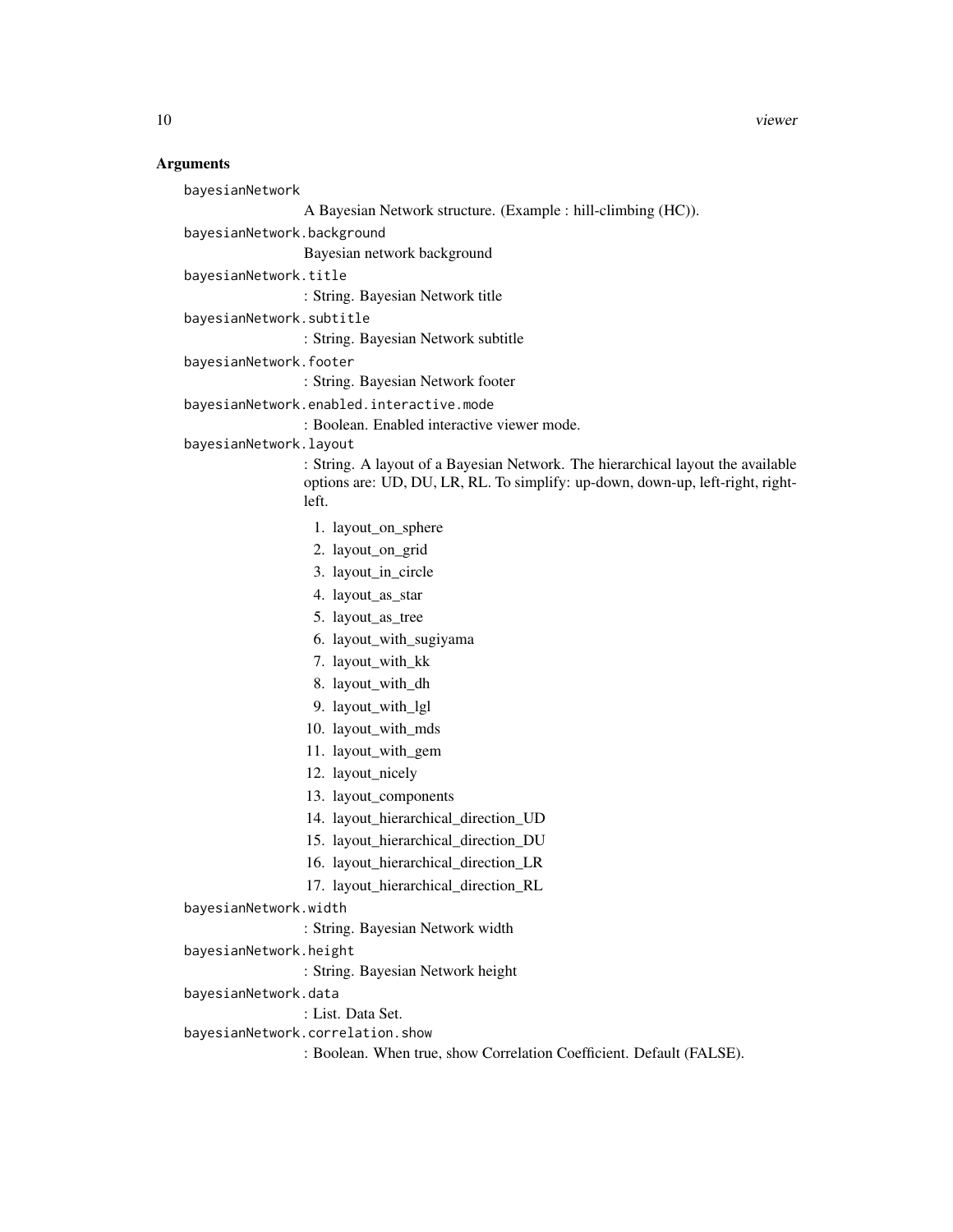### Arguments

`bayesianNetwork`
: A Bayesian Network structure. (Example : hill-climbing (HC)).

`bayesianNetwork.background`
: Bayesian network background

`bayesianNetwork.title`
: : String. Bayesian Network title

`bayesianNetwork.subtitle`
: : String. Bayesian Network subtitle

`bayesianNetwork.footer`
: : String. Bayesian Network footer

`bayesianNetwork.enabled.interactive.mode`
: : Boolean. Enabled interactive viewer mode.

`bayesianNetwork.layout`
: : String. A layout of a Bayesian Network. The hierarchical layout the available options are: UD, DU, LR, RL. To simplify: up-down, down-up, left-right, right-left.

  1. layout_on_sphere
  2. layout_on_grid
  3. layout_in_circle
  4. layout_as_star
  5. layout_as_tree
  6. layout_with_sugiyama
  7. layout_with_kk
  8. layout_with_dh
  9. layout_with_lgl
  10. layout_with_mds
  11. layout_with_gem
  12. layout_nicely
  13. layout_components
  14. layout_hierarchical_direction_UD
  15. layout_hierarchical_direction_DU
  16. layout_hierarchical_direction_LR
  17. layout_hierarchical_direction_RL

`bayesianNetwork.width`
: : String. Bayesian Network width

`bayesianNetwork.height`
: : String. Bayesian Network height

`bayesianNetwork.data`
: : List. Data Set.

`bayesianNetwork.correlation.show`
: : Boolean. When true, show Correlation Coefficient. Default (FALSE).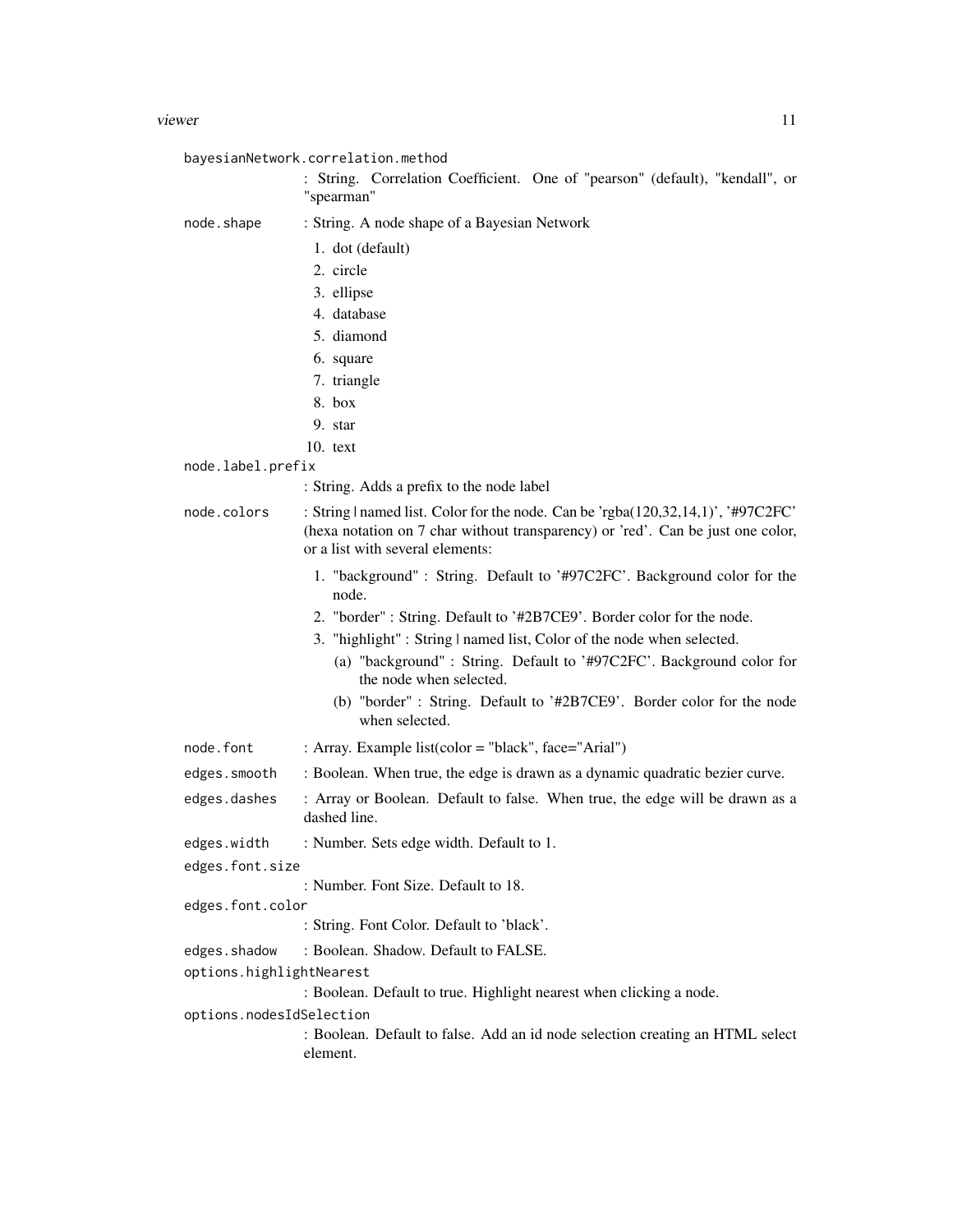`bayesianNetwork.correlation.method`
: String. Correlation Coefficient. One of "pearson" (default), "kendall", or "spearman"

`node.shape`
: String. A node shape of a Bayesian Network

1. dot (default)
2. circle
3. ellipse
4. database
5. diamond
6. square
7. triangle
8. box
9. star
10. text

`node.label.prefix`
: String. Adds a prefix to the node label

`node.colors`
: String | named list. Color for the node. Can be 'rgba(120,32,14,1)', '#97C2FC' (hexa notation on 7 char without transparency) or 'red'. Can be just one color, or a list with several elements:

1. "background" : String. Default to '#97C2FC'. Background color for the node.
2. "border" : String. Default to '#2B7CE9'. Border color for the node.
3. "highlight" : String | named list, Color of the node when selected.
   (a) "background" : String. Default to '#97C2FC'. Background color for the node when selected.
   (b) "border" : String. Default to '#2B7CE9'. Border color for the node when selected.

`node.font`
: Array. Example list(color = "black", face="Arial")

`edges.smooth`
: Boolean. When true, the edge is drawn as a dynamic quadratic bezier curve.

`edges.dashes`
: Array or Boolean. Default to false. When true, the edge will be drawn as a dashed line.

`edges.width`
: Number. Sets edge width. Default to 1.

`edges.font.size`
: Number. Font Size. Default to 18.

`edges.font.color`
: String. Font Color. Default to 'black'.

`edges.shadow`
: Boolean. Shadow. Default to FALSE.

`options.highlightNearest`
: Boolean. Default to true. Highlight nearest when clicking a node.

`options.nodesIdSelection`
: Boolean. Default to false. Add an id node selection creating an HTML select element.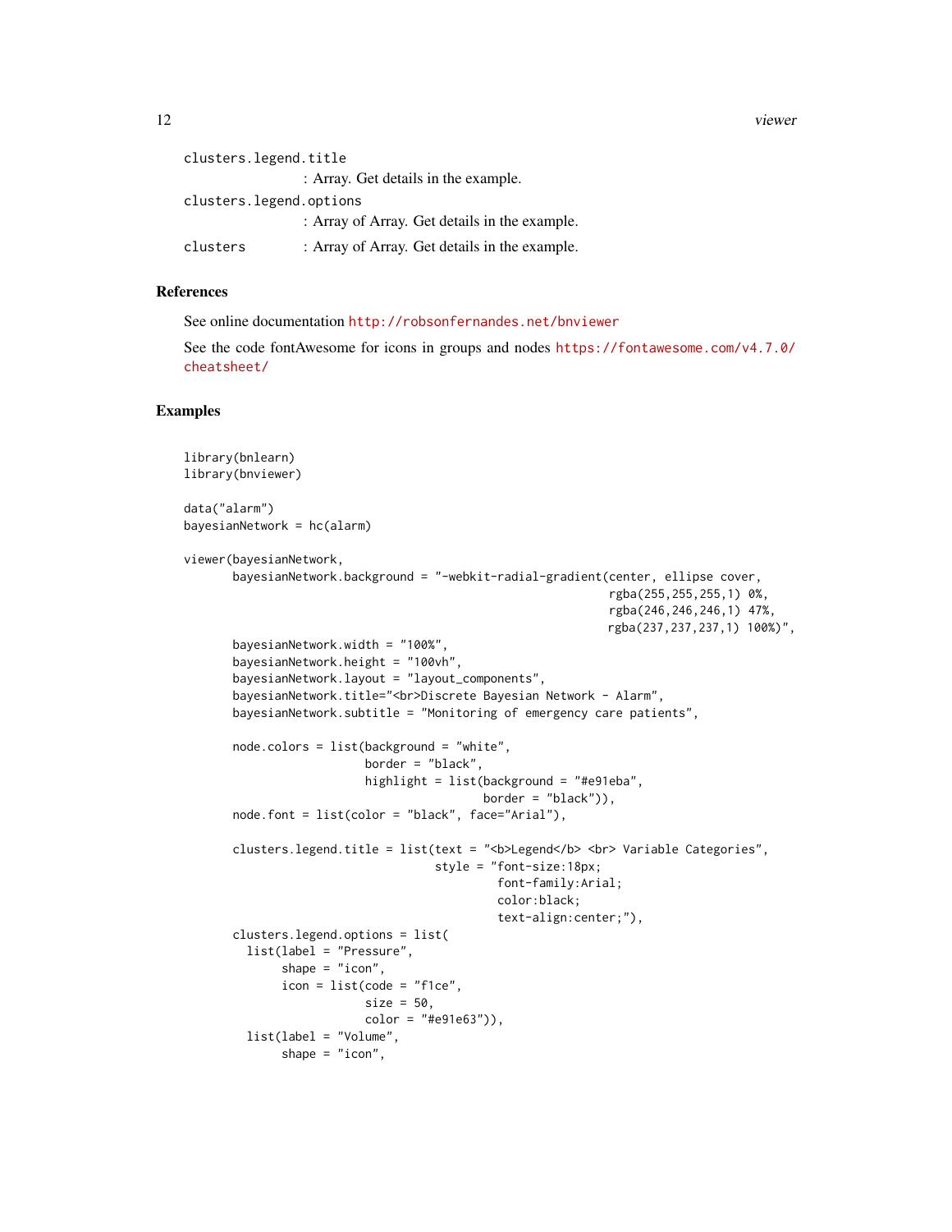clusters.legend.title
: Array. Get details in the example.

clusters.legend.options
: Array of Array. Get details in the example.

clusters
: Array of Array. Get details in the example.

## References

See online documentation http://robsonfernandes.net/bnviewer

See the code fontAwesome for icons in groups and nodes https://fontawesome.com/v4.7.0/cheatsheet/

## Examples

```
library(bnlearn)
library(bnviewer)

data("alarm")
bayesianNetwork = hc(alarm)

viewer(bayesianNetwork,
       bayesianNetwork.background = "-webkit-radial-gradient(center, ellipse cover,
                                                              rgba(255,255,255,1) 0%,
                                                              rgba(246,246,246,1) 47%,
                                                              rgba(237,237,237,1) 100%)",
       bayesianNetwork.width = "100%",
       bayesianNetwork.height = "100vh",
       bayesianNetwork.layout = "layout_components",
       bayesianNetwork.title="<br>Discrete Bayesian Network - Alarm",
       bayesianNetwork.subtitle = "Monitoring of emergency care patients",

       node.colors = list(background = "white",
                          border = "black",
                          highlight = list(background = "#e91eba",
                                           border = "black")),
       node.font = list(color = "black", face="Arial"),

       clusters.legend.title = list(text = "<b>Legend</b> <br> Variable Categories",
                                    style = "font-size:18px;
                                             font-family:Arial;
                                             color:black;
                                             text-align:center;"),
       clusters.legend.options = list(
         list(label = "Pressure",
              shape = "icon",
              icon = list(code = "f1ce",
                          size = 50,
                          color = "#e91e63")),
         list(label = "Volume",
              shape = "icon",
```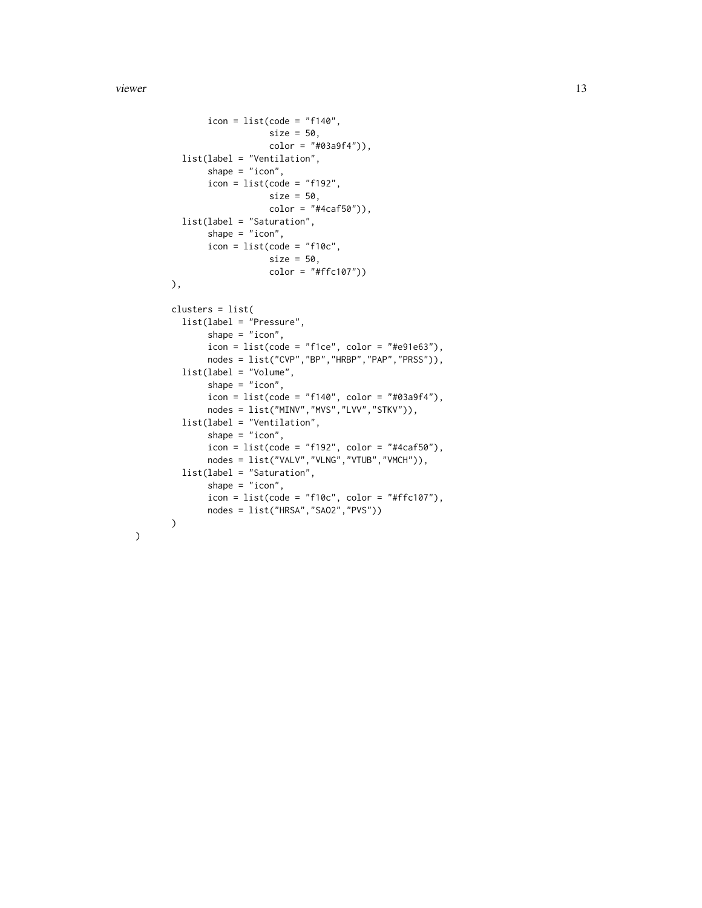```
            icon = list(code = "f140",
                        size = 50,
                        color = "#03a9f4")),
      list(label = "Ventilation",
            shape = "icon",
            icon = list(code = "f192",
                        size = 50,
                        color = "#4caf50")),
      list(label = "Saturation",
            shape = "icon",
            icon = list(code = "f10c",
                        size = 50,
                        color = "#ffc107"))
    ),

    clusters = list(
      list(label = "Pressure",
            shape = "icon",
            icon = list(code = "f1ce", color = "#e91e63"),
            nodes = list("CVP","BP","HRBP","PAP","PRSS")),
      list(label = "Volume",
            shape = "icon",
            icon = list(code = "f140", color = "#03a9f4"),
            nodes = list("MINV","MVS","LVV","STKV")),
      list(label = "Ventilation",
            shape = "icon",
            icon = list(code = "f192", color = "#4caf50"),
            nodes = list("VALV","VLNG","VTUB","VMCH")),
      list(label = "Saturation",
            shape = "icon",
            icon = list(code = "f10c", color = "#ffc107"),
            nodes = list("HRSA","SAO2","PVS"))
    )
)
```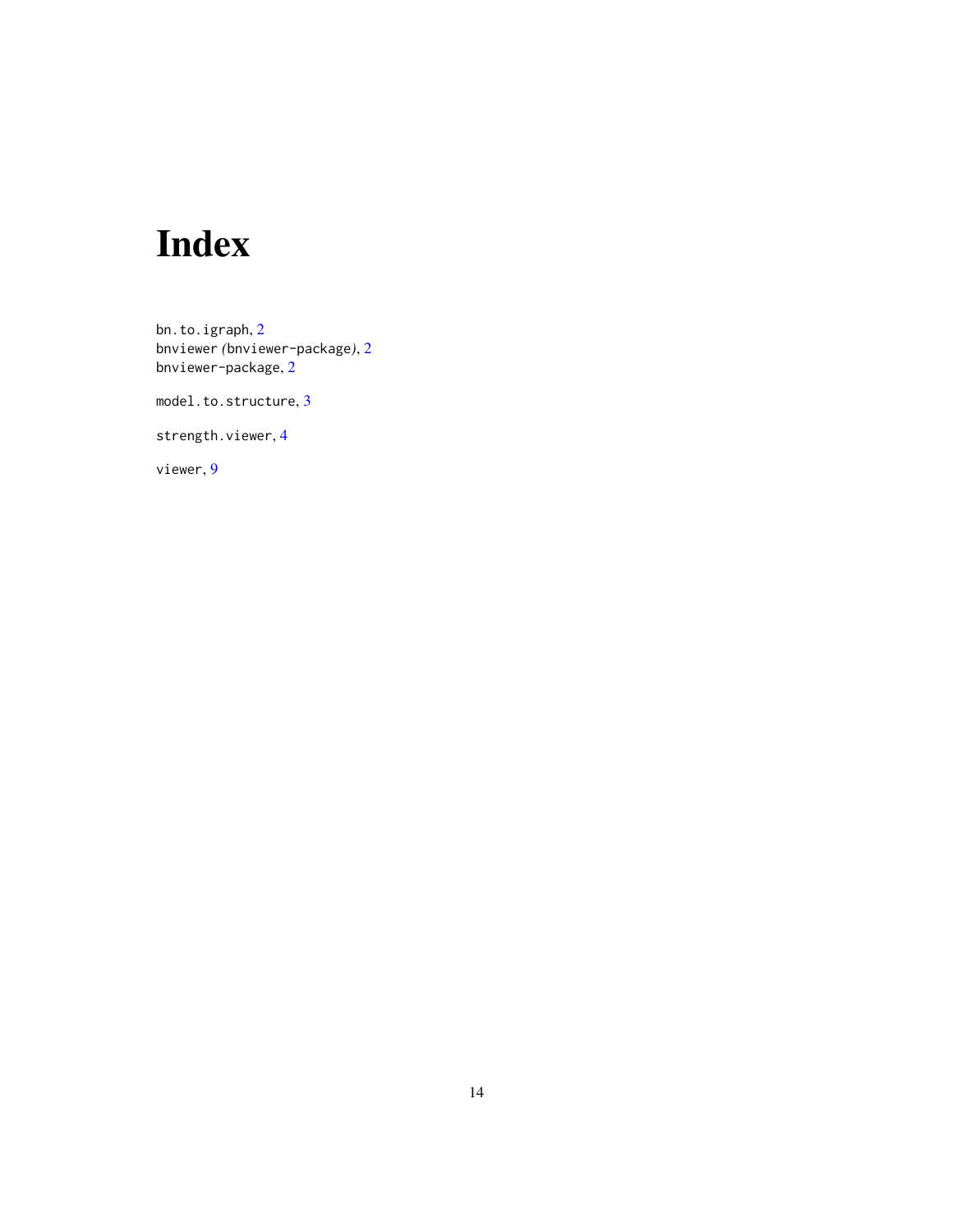# Index

bn.to.igraph, 2
bnviewer (bnviewer-package), 2
bnviewer-package, 2

model.to.structure, 3

strength.viewer, 4

viewer, 9